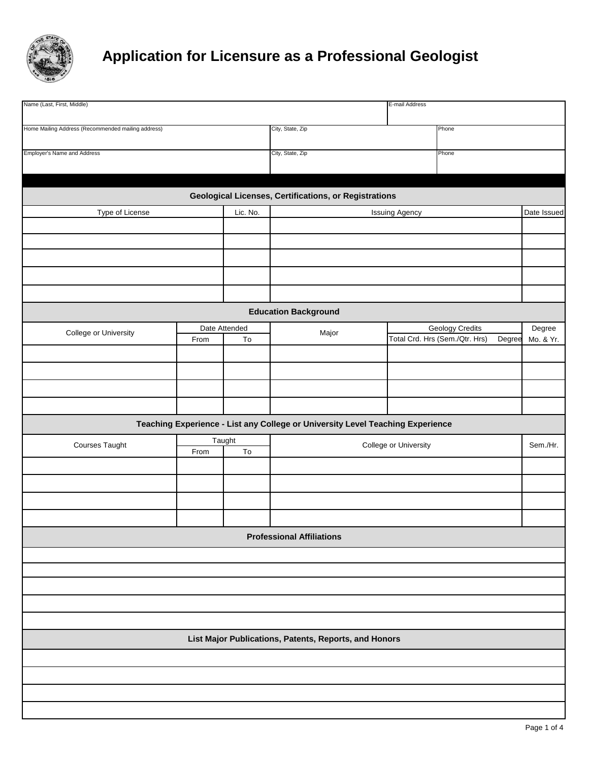# Application for Licensure as a Professional Geologist

| Name (Last, First, Middle) | | E-mail Address |
|---|---|---|
| | | |

| Home Mailing Address (Recommended mailing address) | City, State, Zip | Phone |
|---|---|---|
| | | |

| Employer's Name and Address | City, State, Zip | Phone |
|---|---|---|
| | | |

## Geological Licenses, Certifications, or Registrations

| Type of License | Lic. No. | Issuing Agency | Date Issued |
|---|---|---|---|
| | | | |
| | | | |
| | | | |
| | | | |
| | | | |

## Education Background

| College or University | Date Attended | | Major | Geology Credits | | Degree |
|---|---|---|---|---|---|---|
| | From | To | | Total Crd. Hrs (Sem./Qtr. Hrs) | Degree | Mo. & Yr. |
| | | | | | | |
| | | | | | | |
| | | | | | | |
| | | | | | | |

## Teaching Experience - List any College or University Level Teaching Experience

| Courses Taught | Taught | | College or University | Sem./Hr. |
|---|---|---|---|---|
| | From | To | | |
| | | | | |
| | | | | |
| | | | | |
| | | | | |

## Professional Affiliations

| |
|---|
| |
| |
| |
| |
| |

## List Major Publications, Patents, Reports, and Honors

| |
|---|
| |
| |
| |
| |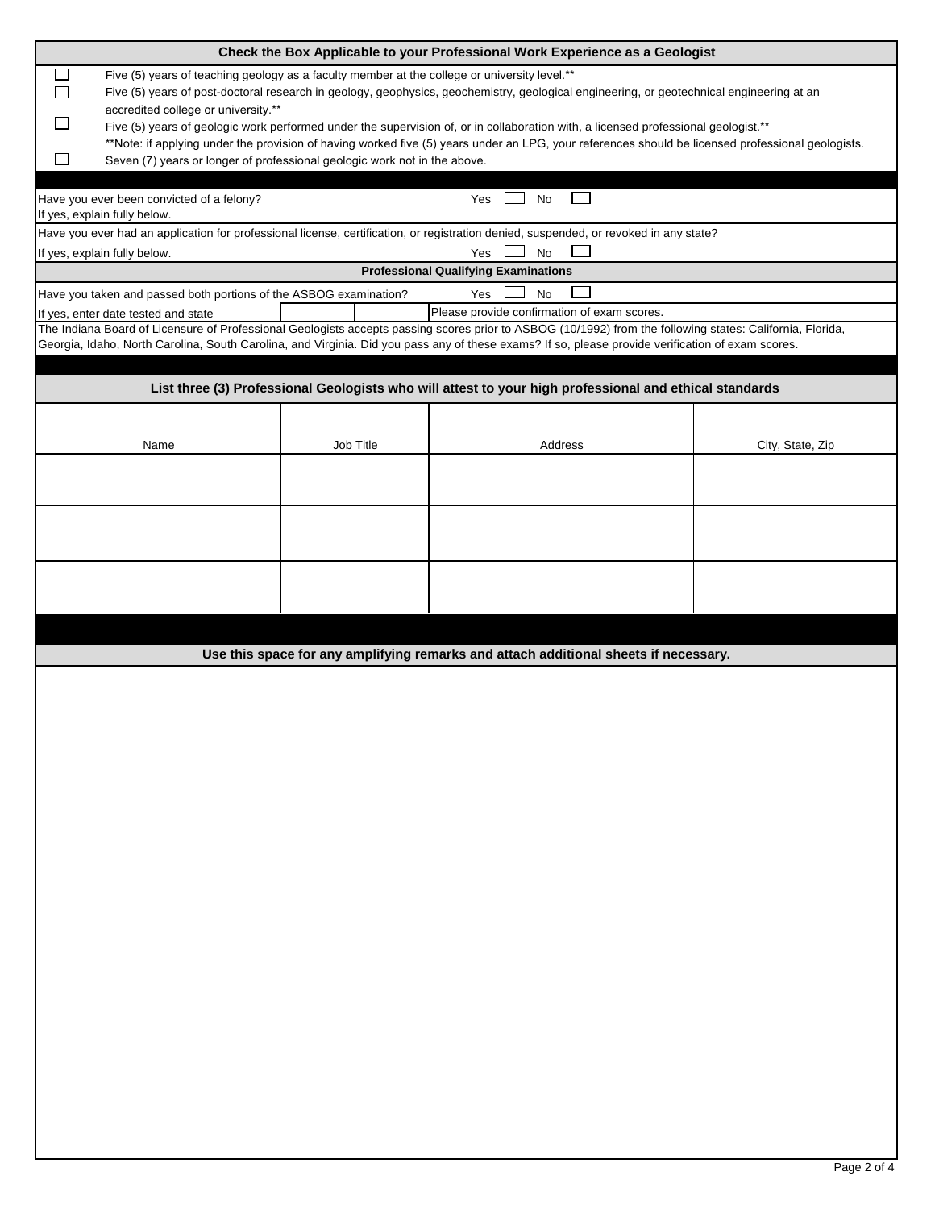## Check the Box Applicable to your Professional Work Experience as a Geologist

- ☐ Five (5) years of teaching geology as a faculty member at the college or university level.**
- ☐ Five (5) years of post-doctoral research in geology, geophysics, geochemistry, geological engineering, or geotechnical engineering at an accredited college or university.**
- ☐ Five (5) years of geologic work performed under the supervision of, or in collaboration with, a licensed professional geologist.**

  **Note: if applying under the provision of having worked five (5) years under an LPG, your references should be licensed professional geologists.
- ☐ Seven (7) years or longer of professional geologic work not in the above.

Have you ever been convicted of a felony? Yes ☐ No ☐

If yes, explain fully below.

Have you ever had an application for professional license, certification, or registration denied, suspended, or revoked in any state?

If yes, explain fully below. Yes ☐ No ☐

## Professional Qualifying Examinations

Have you taken and passed both portions of the ASBOG examination? Yes ☐ No ☐

If yes, enter date tested and state | | | Please provide confirmation of exam scores.

The Indiana Board of Licensure of Professional Geologists accepts passing scores prior to ASBOG (10/1992) from the following states: California, Florida, Georgia, Idaho, North Carolina, South Carolina, and Virginia. Did you pass any of these exams? If so, please provide verification of exam scores.

## List three (3) Professional Geologists who will attest to your high professional and ethical standards

| Name | Job Title | Address | City, State, Zip |
|---|---|---|---|
| | | | |
| | | | |
| | | | |

## Use this space for any amplifying remarks and attach additional sheets if necessary.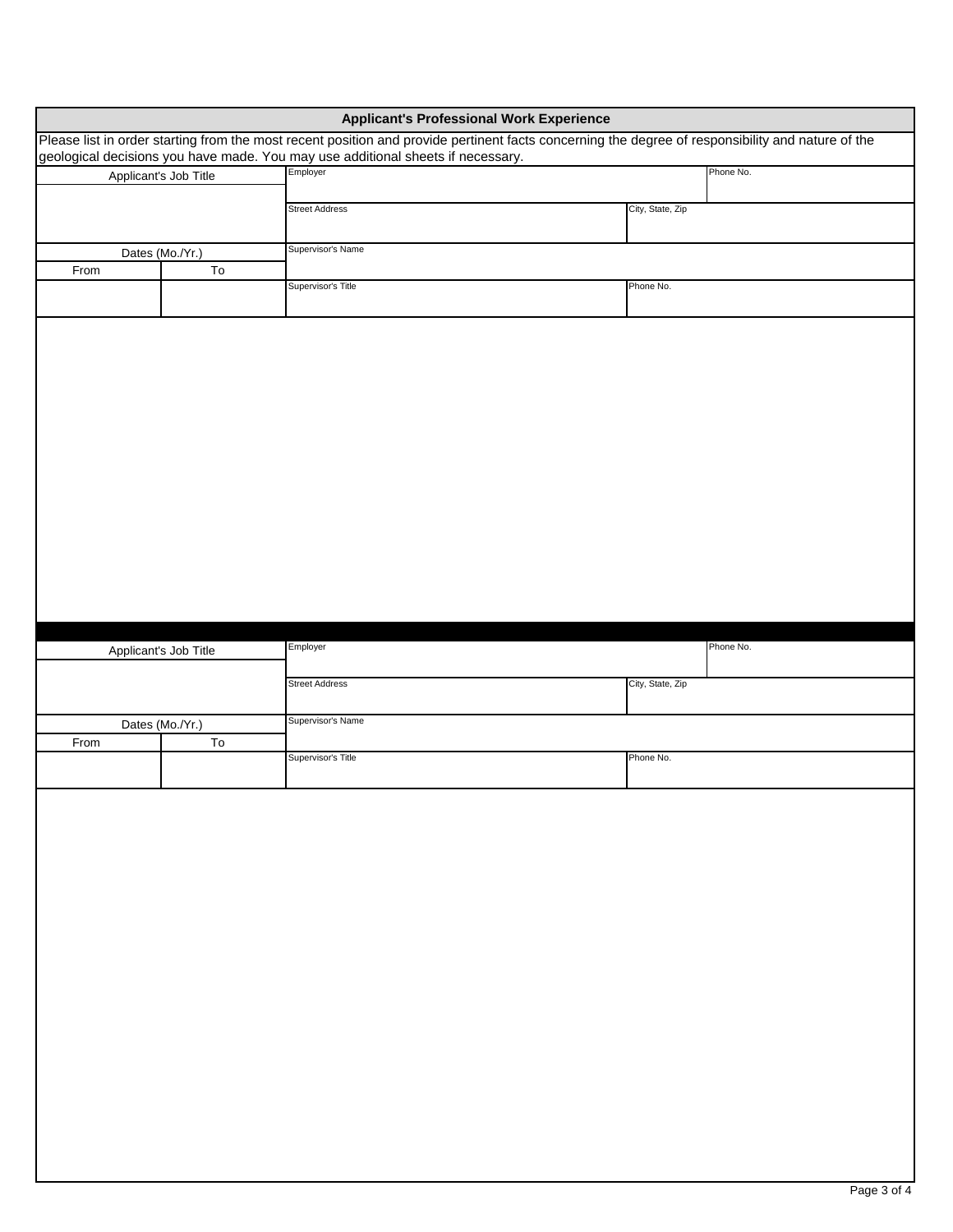## Applicant's Professional Work Experience

Please list in order starting from the most recent position and provide pertinent facts concerning the degree of responsibility and nature of the geological decisions you have made. You may use additional sheets if necessary.

| Applicant's Job Title | | Employer | | Phone No. |
|---|---|---|---|---|
| | | Street Address | City, State, Zip | |
| Dates (Mo./Yr.) | | Supervisor's Name | | |
| From | To | | | |
| | | Supervisor's Title | Phone No. | |

| Applicant's Job Title | | Employer | | Phone No. |
|---|---|---|---|---|
| | | Street Address | City, State, Zip | |
| Dates (Mo./Yr.) | | Supervisor's Name | | |
| From | To | | | |
| | | Supervisor's Title | Phone No. | |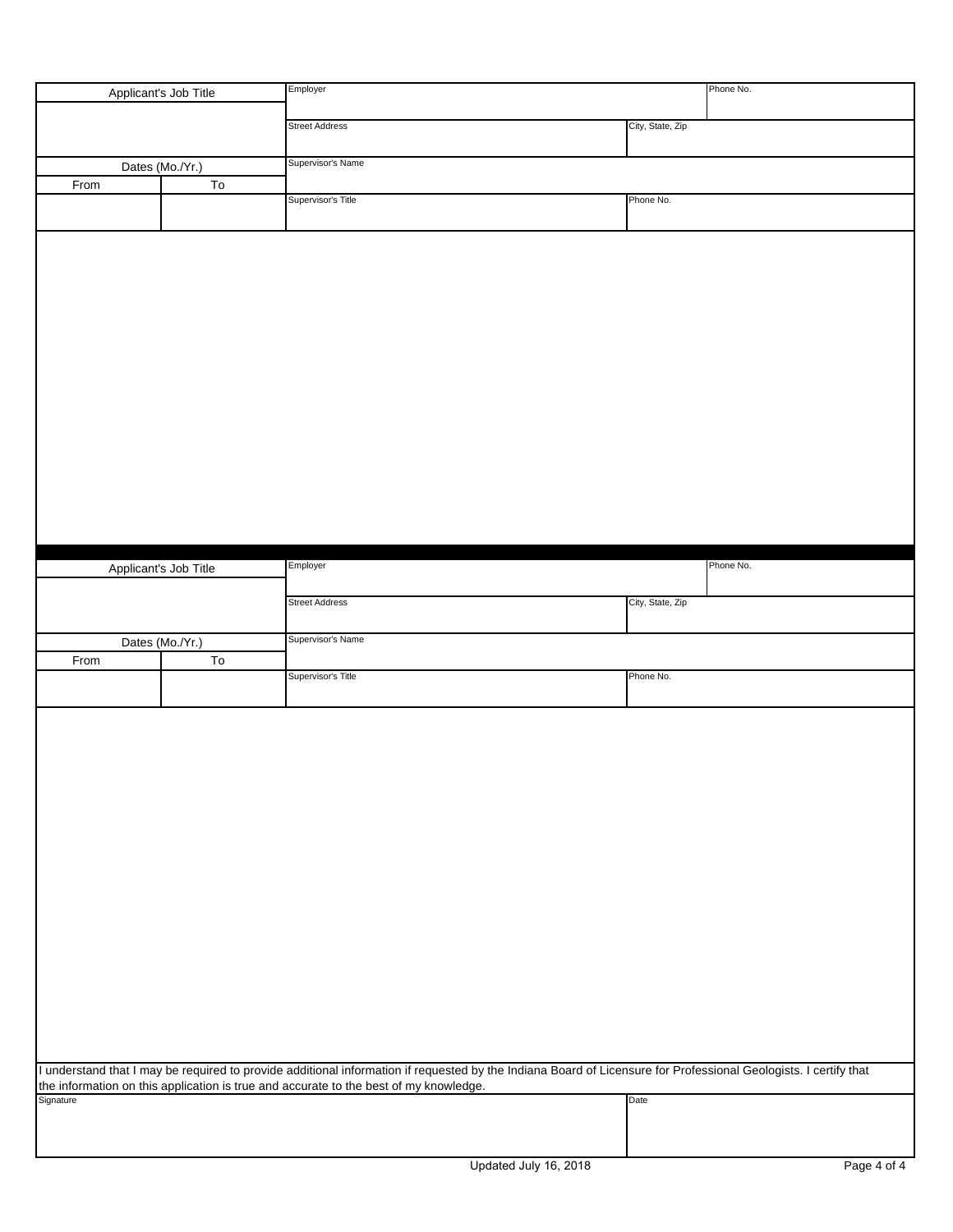| Applicant's Job Title | Employer | | Phone No. |
| --- | --- | --- | --- |
| | Street Address | City, State, Zip | |
| Dates (Mo./Yr.) | Supervisor's Name | | |
| From / To | Supervisor's Title | Phone No. | |

| Applicant's Job Title | Employer | | Phone No. |
| --- | --- | --- | --- |
| | Street Address | City, State, Zip | |
| Dates (Mo./Yr.) | Supervisor's Name | | |
| From / To | Supervisor's Title | Phone No. | |

I understand that I may be required to provide additional information if requested by the Indiana Board of Licensure for Professional Geologists. I certify that the information on this application is true and accurate to the best of my knowledge.

| Signature | Date |
| --- | --- |
| | |

Updated July 16, 2018